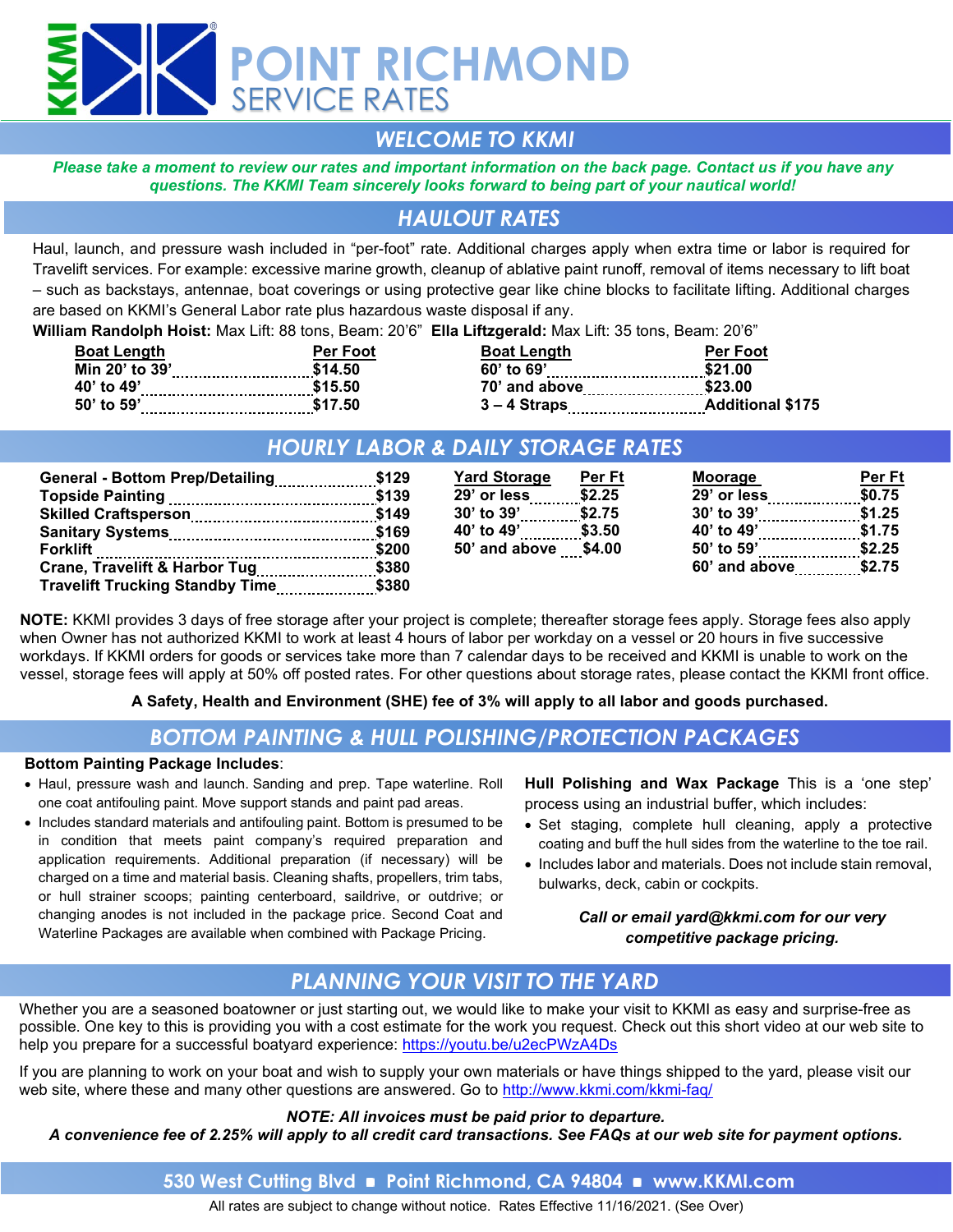# POINT RICHMOND
## SERVICE RATES

## WELCOME TO KKMI

***Please take a moment to review our rates and important information on the back page. Contact us if you have any questions. The KKMI Team sincerely looks forward to being part of your nautical world!***

## HAULOUT RATES

Haul, launch, and pressure wash included in "per-foot" rate. Additional charges apply when extra time or labor is required for Travelift services. For example: excessive marine growth, cleanup of ablative paint runoff, removal of items necessary to lift boat – such as backstays, antennae, boat coverings or using protective gear like chine blocks to facilitate lifting. Additional charges are based on KKMI's General Labor rate plus hazardous waste disposal if any.

**William Randolph Hoist:** Max Lift: 88 tons, Beam: 20'6" **Ella Liftzgerald:** Max Lift: 35 tons, Beam: 20'6"

| Boat Length | Per Foot |
|---|---|
| Min 20' to 39' | $14.50 |
| 40' to 49' | $15.50 |
| 50' to 59' | $17.50 |
| 60' to 69' | $21.00 |
| 70' and above | $23.00 |
| 3 – 4 Straps | Additional $175 |

## HOURLY LABOR & DAILY STORAGE RATES

| Labor | Rate |
|---|---|
| General - Bottom Prep/Detailing | $129 |
| Topside Painting | $139 |
| Skilled Craftsperson | $149 |
| Sanitary Systems | $169 |
| Forklift | $200 |
| Crane, Travelift & Harbor Tug | $380 |
| Travelift Trucking Standby Time | $380 |

| Yard Storage | Per Ft |
|---|---|
| 29' or less | $2.25 |
| 30' to 39' | $2.75 |
| 40' to 49' | $3.50 |
| 50' and above | $4.00 |

| Moorage | Per Ft |
|---|---|
| 29' or less | $0.75 |
| 30' to 39' | $1.25 |
| 40' to 49' | $1.75 |
| 50' to 59' | $2.25 |
| 60' and above | $2.75 |

**NOTE:** KKMI provides 3 days of free storage after your project is complete; thereafter storage fees apply. Storage fees also apply when Owner has not authorized KKMI to work at least 4 hours of labor per workday on a vessel or 20 hours in five successive workdays. If KKMI orders for goods or services take more than 7 calendar days to be received and KKMI is unable to work on the vessel, storage fees will apply at 50% off posted rates. For other questions about storage rates, please contact the KKMI front office.

**A Safety, Health and Environment (SHE) fee of 3% will apply to all labor and goods purchased.**

## BOTTOM PAINTING & HULL POLISHING/PROTECTION PACKAGES

**Bottom Painting Package Includes**:

- Haul, pressure wash and launch. Sanding and prep. Tape waterline. Roll one coat antifouling paint. Move support stands and paint pad areas.
- Includes standard materials and antifouling paint. Bottom is presumed to be in condition that meets paint company's required preparation and application requirements. Additional preparation (if necessary) will be charged on a time and material basis. Cleaning shafts, propellers, trim tabs, or hull strainer scoops; painting centerboard, saildrive, or outdrive; or changing anodes is not included in the package price. Second Coat and Waterline Packages are available when combined with Package Pricing.

**Hull Polishing and Wax Package** This is a 'one step' process using an industrial buffer, which includes:

- Set staging, complete hull cleaning, apply a protective coating and buff the hull sides from the waterline to the toe rail.
- Includes labor and materials. Does not include stain removal, bulwarks, deck, cabin or cockpits.

***Call or email yard@kkmi.com for our very competitive package pricing.***

## PLANNING YOUR VISIT TO THE YARD

Whether you are a seasoned boatowner or just starting out, we would like to make your visit to KKMI as easy and surprise-free as possible. One key to this is providing you with a cost estimate for the work you request. Check out this short video at our web site to help you prepare for a successful boatyard experience: https://youtu.be/u2ecPWzA4Ds

If you are planning to work on your boat and wish to supply your own materials or have things shipped to the yard, please visit our web site, where these and many other questions are answered. Go to http://www.kkmi.com/kkmi-faq/

***NOTE: All invoices must be paid prior to departure.***
***A convenience fee of 2.25% will apply to all credit card transactions. See FAQs at our web site for payment options.***

**530 West Cutting Blvd ■ Point Richmond, CA 94804 ■ www.KKMI.com**

All rates are subject to change without notice. Rates Effective 11/16/2021. (See Over)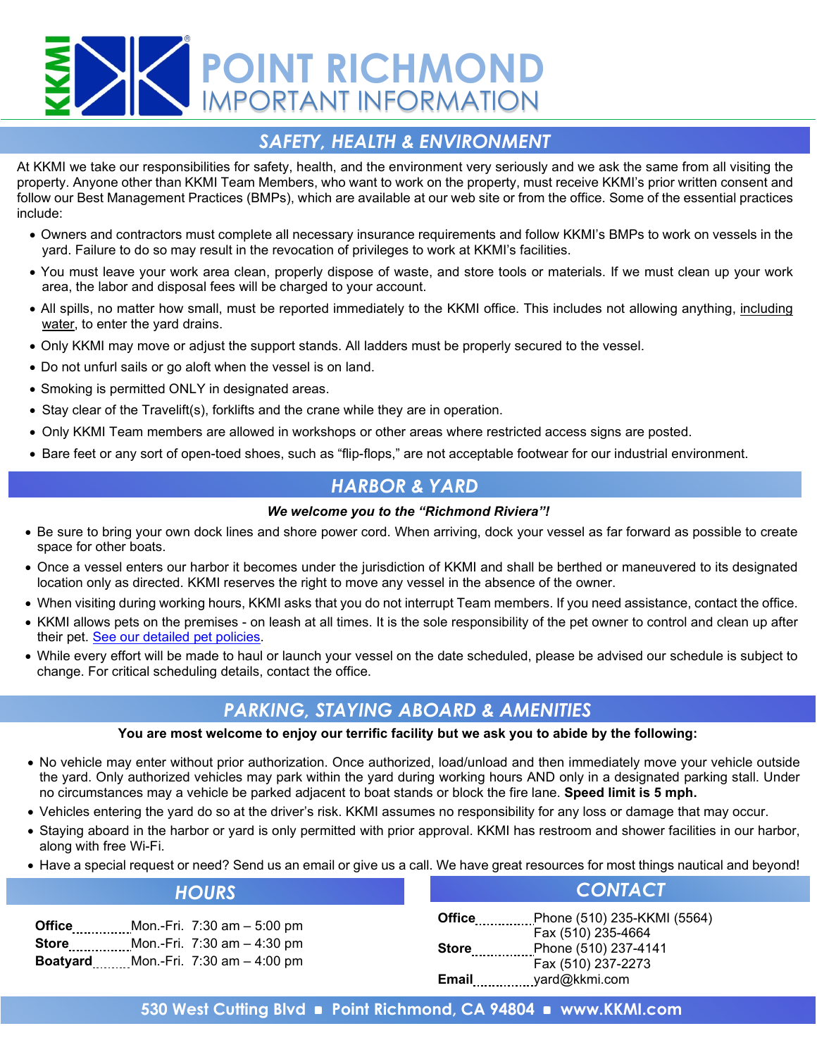# POINT RICHMOND
## IMPORTANT INFORMATION

## SAFETY, HEALTH & ENVIRONMENT

At KKMI we take our responsibilities for safety, health, and the environment very seriously and we ask the same from all visiting the property. Anyone other than KKMI Team Members, who want to work on the property, must receive KKMI's prior written consent and follow our Best Management Practices (BMPs), which are available at our web site or from the office. Some of the essential practices include:

- Owners and contractors must complete all necessary insurance requirements and follow KKMI's BMPs to work on vessels in the yard. Failure to do so may result in the revocation of privileges to work at KKMI's facilities.
- You must leave your work area clean, properly dispose of waste, and store tools or materials. If we must clean up your work area, the labor and disposal fees will be charged to your account.
- All spills, no matter how small, must be reported immediately to the KKMI office. This includes not allowing anything, including water, to enter the yard drains.
- Only KKMI may move or adjust the support stands. All ladders must be properly secured to the vessel.
- Do not unfurl sails or go aloft when the vessel is on land.
- Smoking is permitted ONLY in designated areas.
- Stay clear of the Travelift(s), forklifts and the crane while they are in operation.
- Only KKMI Team members are allowed in workshops or other areas where restricted access signs are posted.
- Bare feet or any sort of open-toed shoes, such as "flip-flops," are not acceptable footwear for our industrial environment.

## HARBOR & YARD

***We welcome you to the "Richmond Riviera"!***

- Be sure to bring your own dock lines and shore power cord. When arriving, dock your vessel as far forward as possible to create space for other boats.
- Once a vessel enters our harbor it becomes under the jurisdiction of KKMI and shall be berthed or maneuvered to its designated location only as directed. KKMI reserves the right to move any vessel in the absence of the owner.
- When visiting during working hours, KKMI asks that you do not interrupt Team members. If you need assistance, contact the office.
- KKMI allows pets on the premises - on leash at all times. It is the sole responsibility of the pet owner to control and clean up after their pet. See our detailed pet policies.
- While every effort will be made to haul or launch your vessel on the date scheduled, please be advised our schedule is subject to change. For critical scheduling details, contact the office.

## PARKING, STAYING ABOARD & AMENITIES

**You are most welcome to enjoy our terrific facility but we ask you to abide by the following:**

- No vehicle may enter without prior authorization. Once authorized, load/unload and then immediately move your vehicle outside the yard. Only authorized vehicles may park within the yard during working hours AND only in a designated parking stall. Under no circumstances may a vehicle be parked adjacent to boat stands or block the fire lane. **Speed limit is 5 mph.**
- Vehicles entering the yard do so at the driver's risk. KKMI assumes no responsibility for any loss or damage that may occur.
- Staying aboard in the harbor or yard is only permitted with prior approval. KKMI has restroom and shower facilities in our harbor, along with free Wi-Fi.
- Have a special request or need? Send us an email or give us a call. We have great resources for most things nautical and beyond!

## HOURS

**Office** ............ Mon.-Fri. 7:30 am – 5:00 pm
**Store** ............ Mon.-Fri. 7:30 am – 4:30 pm
**Boatyard** ........ Mon.-Fri. 7:30 am – 4:00 pm

## CONTACT

**Office** ............ Phone (510) 235-KKMI (5564)
Fax (510) 235-4664
**Store** ............ Phone (510) 237-4141
Fax (510) 237-2273
**Email** ............ yard@kkmi.com

**530 West Cutting Blvd ■ Point Richmond, CA 94804 ■ www.KKMI.com**